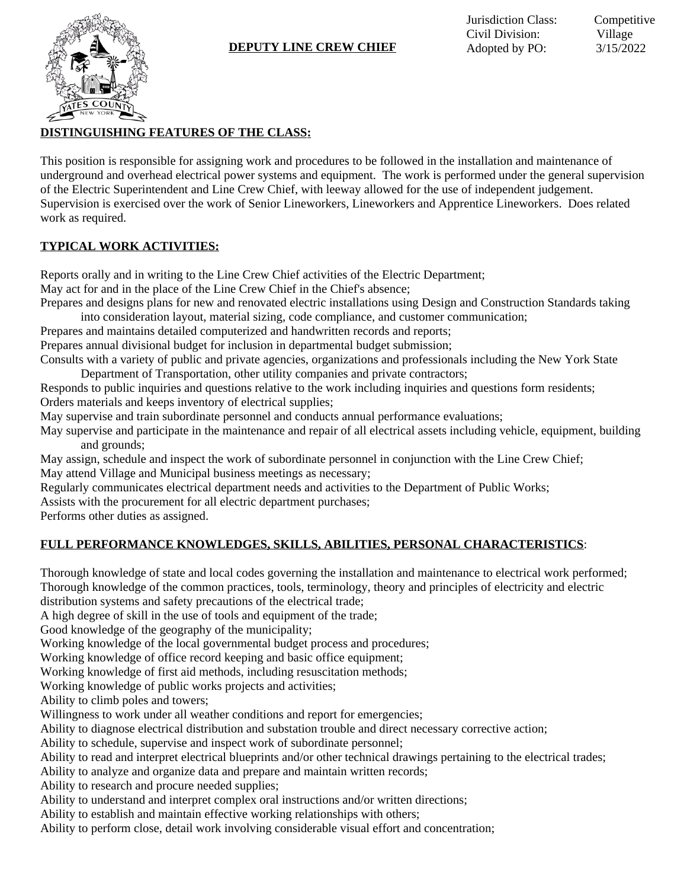Jurisdiction Class: Competitive
Civil Division: Village
Adopted by PO: 3/15/2022

# DEPUTY LINE CREW CHIEF

## DISTINGUISHING FEATURES OF THE CLASS:

This position is responsible for assigning work and procedures to be followed in the installation and maintenance of underground and overhead electrical power systems and equipment. The work is performed under the general supervision of the Electric Superintendent and Line Crew Chief, with leeway allowed for the use of independent judgement. Supervision is exercised over the work of Senior Lineworkers, Lineworkers and Apprentice Lineworkers. Does related work as required.

## TYPICAL WORK ACTIVITIES:

Reports orally and in writing to the Line Crew Chief activities of the Electric Department;
May act for and in the place of the Line Crew Chief in the Chief's absence;
Prepares and designs plans for new and renovated electric installations using Design and Construction Standards taking into consideration layout, material sizing, code compliance, and customer communication;
Prepares and maintains detailed computerized and handwritten records and reports;
Prepares annual divisional budget for inclusion in departmental budget submission;
Consults with a variety of public and private agencies, organizations and professionals including the New York State Department of Transportation, other utility companies and private contractors;
Responds to public inquiries and questions relative to the work including inquiries and questions form residents;
Orders materials and keeps inventory of electrical supplies;
May supervise and train subordinate personnel and conducts annual performance evaluations;
May supervise and participate in the maintenance and repair of all electrical assets including vehicle, equipment, building and grounds;
May assign, schedule and inspect the work of subordinate personnel in conjunction with the Line Crew Chief;
May attend Village and Municipal business meetings as necessary;
Regularly communicates electrical department needs and activities to the Department of Public Works;
Assists with the procurement for all electric department purchases;
Performs other duties as assigned.

## FULL PERFORMANCE KNOWLEDGES, SKILLS, ABILITIES, PERSONAL CHARACTERISTICS:

Thorough knowledge of state and local codes governing the installation and maintenance to electrical work performed;
Thorough knowledge of the common practices, tools, terminology, theory and principles of electricity and electric distribution systems and safety precautions of the electrical trade;
A high degree of skill in the use of tools and equipment of the trade;
Good knowledge of the geography of the municipality;
Working knowledge of the local governmental budget process and procedures;
Working knowledge of office record keeping and basic office equipment;
Working knowledge of first aid methods, including resuscitation methods;
Working knowledge of public works projects and activities;
Ability to climb poles and towers;
Willingness to work under all weather conditions and report for emergencies;
Ability to diagnose electrical distribution and substation trouble and direct necessary corrective action;
Ability to schedule, supervise and inspect work of subordinate personnel;
Ability to read and interpret electrical blueprints and/or other technical drawings pertaining to the electrical trades;
Ability to analyze and organize data and prepare and maintain written records;
Ability to research and procure needed supplies;
Ability to understand and interpret complex oral instructions and/or written directions;
Ability to establish and maintain effective working relationships with others;
Ability to perform close, detail work involving considerable visual effort and concentration;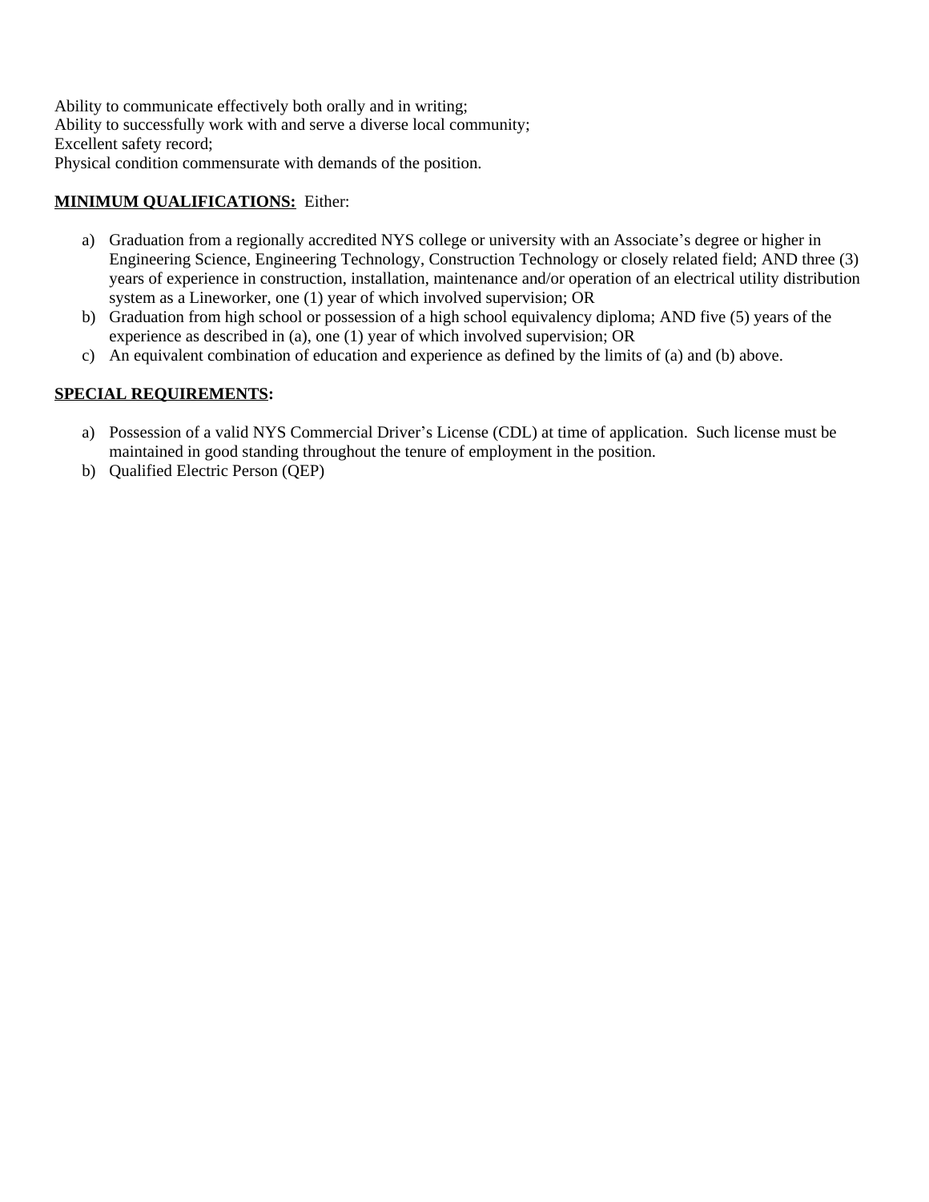Ability to communicate effectively both orally and in writing;
Ability to successfully work with and serve a diverse local community;
Excellent safety record;
Physical condition commensurate with demands of the position.

**MINIMUM QUALIFICATIONS:** Either:

a) Graduation from a regionally accredited NYS college or university with an Associate's degree or higher in Engineering Science, Engineering Technology, Construction Technology or closely related field; AND three (3) years of experience in construction, installation, maintenance and/or operation of an electrical utility distribution system as a Lineworker, one (1) year of which involved supervision; OR
b) Graduation from high school or possession of a high school equivalency diploma; AND five (5) years of the experience as described in (a), one (1) year of which involved supervision; OR
c) An equivalent combination of education and experience as defined by the limits of (a) and (b) above.

**SPECIAL REQUIREMENTS:**

a) Possession of a valid NYS Commercial Driver's License (CDL) at time of application. Such license must be maintained in good standing throughout the tenure of employment in the position.
b) Qualified Electric Person (QEP)